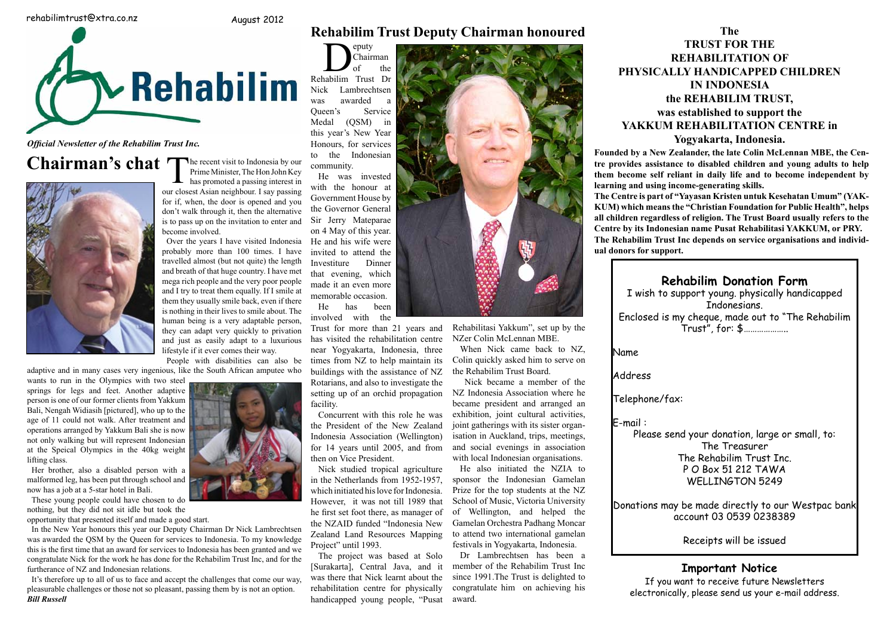rehabilimtrust@xtra.co.nz

August 2012

# Rehabilim

*Official Newsletter of the Rehabilim Trust Inc.*

## Chairman's chat

The recent visit to Indonesia by our Prime Minister, The Hon John Key has promoted a passing interest in our closest Asian neighbour. I say passing for if, when, the door is opened and you don't walk through it, then the alternative is to pass up on the invitation to enter and become involved.

Over the years I have visited Indonesia probably more than 100 times. I have travelled almost (but not quite) the length and breath of that huge country. I have met mega rich people and the very poor people and I try to treat them equally. If I smile at them they usually smile back, even if there is nothing in their lives to smile about. The human being is a very adaptable person, they can adapt very quickly to privation and just as easily adapt to a luxurious lifestyle if it ever comes their way.

People with disabilities can also be adaptive and in many cases very ingenious, like the South African amputee who wants to run in the Olympics with two steel springs for legs and feet. Another adaptive person is one of our former clients from Yakkum Bali, Nengah Widiasih [pictured], who up to the age of 11 could not walk. After treatment and operations arranged by Yakkum Bali she is now not only walking but will represent Indonesian at the Speical Olympics in the 40kg weight lifting class.

Her brother, also a disabled person with a malformed leg, has been put through school and now has a job at a 5-star hotel in Bali.

These young people could have chosen to do nothing, but they did not sit idle but took the opportunity that presented itself and made a good start.

In the New Year honours this year our Deputy Chairman Dr Nick Lambrechtsen was awarded the QSM by the Queen for services to Indonesia. To my knowledge this is the first time that an award for services to Indonesia has been granted and we congratulate Nick for the work he has done for the Rehabilim Trust Inc, and for the furtherance of NZ and Indonesian relations.

It's therefore up to all of us to face and accept the challenges that come our way, pleasurable challenges or those not so pleasant, passing them by is not an option.

***Bill Russell***

## Rehabilim Trust Deputy Chairman honoured

Deputy Chairman of the Rehabilim Trust Dr Nick Lambrechtsen was awarded a Queen's Service Medal (QSM) in this year's New Year Honours, for services to the Indonesian community.

He was invested with the honour at Government House by the Governor General Sir Jerry Mateparae on 4 May of this year. He and his wife were invited to attend the Investiture Dinner that evening, which made it an even more memorable occasion.

He has been involved with the Trust for more than 21 years and has visited the rehabilitation centre near Yogyakarta, Indonesia, three times from NZ to help maintain its buildings with the assistance of NZ Rotarians, and also to investigate the setting up of an orchid propagation facility.

Concurrent with this role he was the President of the New Zealand Indonesia Association (Wellington) for 14 years until 2005, and from then on Vice President.

Nick studied tropical agriculture in the Netherlands from 1952-1957, which initiated his love for Indonesia. However, it was not till 1989 that he first set foot there, as manager of the NZAID funded "Indonesia New Zealand Land Resources Mapping Project" until 1993.

The project was based at Solo [Surakarta], Central Java, and it was there that Nick learnt about the rehabilitation centre for physically handicapped young people, "Pusat Rehabilitasi Yakkum", set up by the NZer Colin McLennan MBE.

When Nick came back to NZ, Colin quickly asked him to serve on the Rehabilim Trust Board.

Nick became a member of the NZ Indonesia Association where he became president and arranged an exhibition, joint cultural activities, joint gatherings with its sister organisation in Auckland, trips, meetings, and social evenings in association with local Indonesian organisations.

He also initiated the NZIA to sponsor the Indonesian Gamelan Prize for the top students at the NZ School of Music, Victoria University of Wellington, and helped the Gamelan Orchestra Padhang Moncar to attend two international gamelan festivals in Yogyakarta, Indonesia.

Dr Lambrechtsen has been a member of the Rehabilim Trust Inc since 1991.The Trust is delighted to congratulate him on achieving his award.

## The TRUST FOR THE REHABILITATION OF PHYSICALLY HANDICAPPED CHILDREN IN INDONESIA the REHABILIM TRUST, was established to support the YAKKUM REHABILITATION CENTRE in Yogyakarta, Indonesia.

**Founded by a New Zealander, the late Colin McLennan MBE, the Centre provides assistance to disabled children and young adults to help them become self reliant in daily life and to become independent by learning and using income-generating skills.**

**The Centre is part of "Yayasan Kristen untuk Kesehatan Umum" (YAKKUM) which means the "Christian Foundation for Public Health", helps all children regardless of religion. The Trust Board usually refers to the Centre by its Indonesian name Pusat Rehabilitasi YAKKUM, or PRY.**

**The Rehabilim Trust Inc depends on service organisations and individual donors for support.**

### Rehabilim Donation Form

I wish to support young. physically handicapped Indonesians.

Enclosed is my cheque, made out to "The Rehabilim Trust", for: $..................

Name

Address

Telephone/fax:

E-mail :

Please send your donation, large or small, to:
The Treasurer
The Rehabilim Trust Inc.
P O Box 51 212 TAWA
WELLINGTON 5249

Donations may be made directly to our Westpac bank account 03 0539 0238389

Receipts will be issued

### Important Notice

If you want to receive future Newsletters electronically, please send us your e-mail address.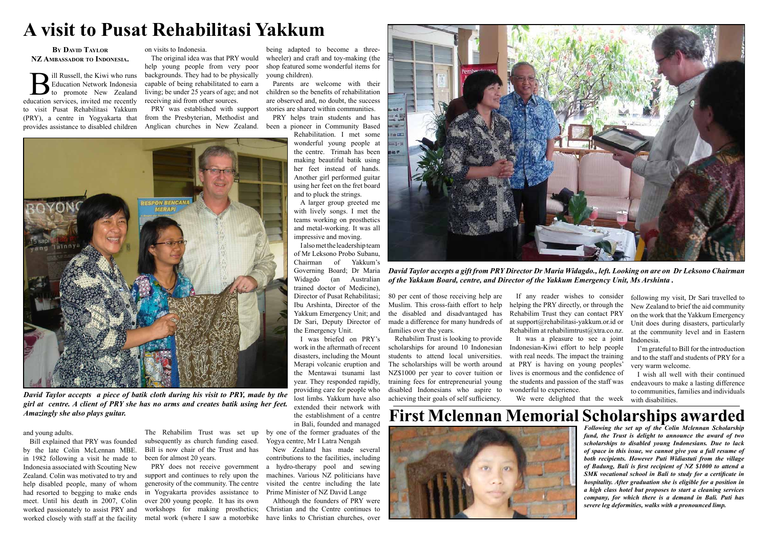# A visit to Pusat Rehabilitasi Yakkum

**By David Taylor**
**NZ Ambassador to Indonesia.**

Bill Russell, the Kiwi who runs Education Network Indonesia to promote New Zealand education services, invited me recently to visit Pusat Rehabilitasi Yakkum (PRY), a centre in Yogyakarta that provides assistance to disabled children and young adults.

Bill explained that PRY was founded by the late Colin McLennan MBE. in 1982 following a visit he made to Indonesia associated with Scouting New Zealand. Colin was motivated to try and help disabled people, many of whom had resorted to begging to make ends meet. Until his death in 2007, Colin worked passionately to assist PRY and worked closely with staff at the facility on visits to Indonesia.

The original idea was that PRY would help young people from very poor backgrounds. They had to be physically capable of being rehabilitated to earn a living; be under 25 years of age; and not receiving aid from other sources.

PRY was established with support from the Presbyterian, Methodist and Anglican churches in New Zealand. The Rehabilim Trust was set up subsequently as church funding eased. Bill is now chair of the Trust and has been for almost 20 years.

PRY does not receive government support and continues to rely upon the generosity of the community. The centre in Yogyakarta provides assistance to over 200 young people. It has its own workshops for making prosthetics; metal work (where I saw a motorbike being adapted to become a three-wheeler) and craft and toy-making (the shop featured some wonderful items for young children).

Parents are welcome with their children so the benefits of rehabilitation are observed and, no doubt, the success stories are shared within communities.

PRY helps train students and has been a pioneer in Community Based Rehabilitation. I met some wonderful young people at the centre. Trimah has been making beautiful batik using her feet instead of hands. Another girl performed guitar using her feet on the fret board and to pluck the strings.

A larger group greeted me with lively songs. I met the teams working on prosthetics and metal-working. It was all impressive and moving.

I also met the leadership team of Mr Leksono Probo Subanu, Chairman of Yakkum's Governing Board; Dr Maria Widagdo (an Australian trained doctor of Medicine), Director of Pusat Rehabilitasi; Ibu Arshinta, Director of the Yakkum Emergency Unit; and Dr Sari, Deputy Director of the Emergency Unit.

I was briefed on PRY's work in the aftermath of recent disasters, including the Mount Merapi volcanic eruption and the Mentawai tsunami last year. They responded rapidly, providing care for people who lost limbs. Yakkum have also extended their network with the establishment of a centre in Bali, founded and managed by one of the former graduates of the Yogya centre, Mr I Latra Nengah

New Zealand has made several contributions to the facilities, including a hydro-therapy pool and sewing machines. Various NZ politicians have visited the centre including the late Prime Minister of NZ David Lange

Although the founders of PRY were Christian and the Centre continues to have links to Christian churches, over 80 per cent of those receiving help are Muslim. This cross-faith effort to help the disabled and disadvantaged has made a difference for many hundreds of families over the years.

Rehabilim Trust is looking to provide scholarships for around 10 Indonesian students to attend local universities. The scholarships will be worth around NZ$1000 per year to cover tuition or training fees for entrepreneurial young disabled Indonesians who aspire to achieving their goals of self sufficiency.

If any reader wishes to consider helping the PRY directly, or through the Rehabilim Trust they can contact PRY at support@rehabilitasi-yakkum.or.id or Rehabilim at rehabilimtrust@xtra.co.nz.

It was a pleasure to see a joint Indonesian-Kiwi effort to help people with real needs. The impact the training at PRY is having on young peoples' lives is enormous and the confidence of the students and passion of the staff was wonderful to experience.

We were delighted that the week following my visit, Dr Sari travelled to New Zealand to brief the aid community on the work that the Yakkum Emergency Unit does during disasters, particularly at the community level and in Eastern Indonesia.

I'm grateful to Bill for the introduction and to the staff and students of PRY for a very warm welcome.

I wish all well with their continued endeavours to make a lasting difference to communities, families and individuals with disabilities.

*David Taylor accepts a piece of batik cloth during his visit to PRY, made by the girl at centre. A client of PRY she has no arms and creates batik using her feet. Amazingly she also plays guitar.*

*David Taylor accepts a gift from PRY Director Dr Maria Widagdo., left. Looking on are on Dr Leksono Chairman of the Yakkum Board, centre, and Director of the Yakkum Emergency Unit, Ms Arshinta .*

# First Mclennan Memorial Scholarships awarded

***Following the set up of the Colin Mclennan Scholarship fund, the Trust is delight to announce the award of two scholarships to disabled young Indonesians. Due to lack of space in this issue, we cannot give you a full resume of both recipients. However Puti Widiastuti from the village of Badung, Bali is first recipient of NZ $1000 to attend a SMK vocational school in Bali to study for a certificate in hospitality. After graduation she is eligible for a position in a high class hotel but proposes to start a cleaning services company, for which there is a demand in Bali. Puti has severe leg deformities, walks with a pronounced limp.***